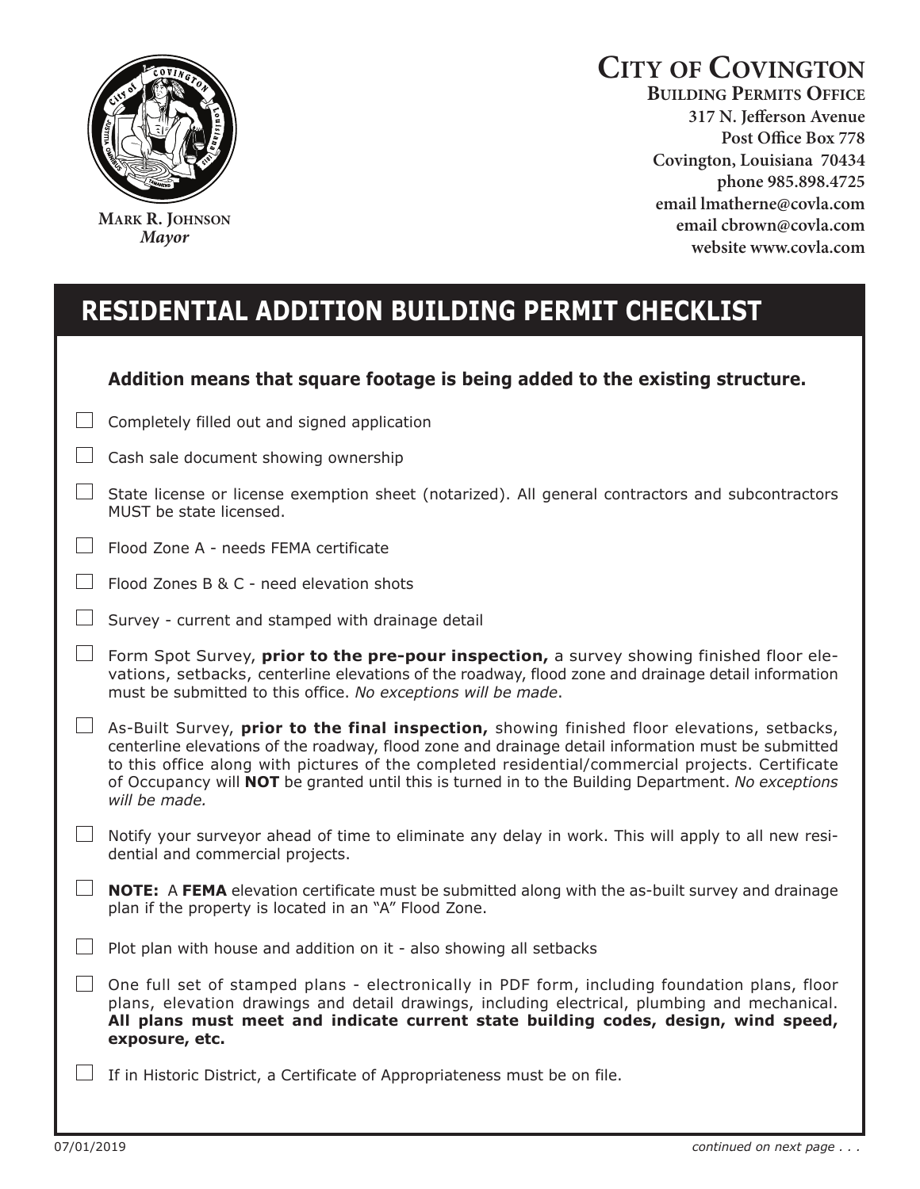**Mark R. Johnson**
*Mayor*

# City of Covington

**Building Permits Office**
**317 N. Jefferson Avenue**
**Post Office Box 778**
**Covington, Louisiana 70434**
**phone 985.898.4725**
**email lmatherne@covla.com**
**email cbrown@covla.com**
**website www.covla.com**

## RESIDENTIAL ADDITION BUILDING PERMIT CHECKLIST

**Addition means that square footage is being added to the existing structure.**

- [ ] Completely filled out and signed application
- [ ] Cash sale document showing ownership
- [ ] State license or license exemption sheet (notarized). All general contractors and subcontractors MUST be state licensed.
- [ ] Flood Zone A - needs FEMA certificate
- [ ] Flood Zones B & C - need elevation shots
- [ ] Survey - current and stamped with drainage detail
- [ ] Form Spot Survey, **prior to the pre-pour inspection,** a survey showing finished floor elevations, setbacks, centerline elevations of the roadway, flood zone and drainage detail information must be submitted to this office. *No exceptions will be made*.
- [ ] As-Built Survey, **prior to the final inspection,** showing finished floor elevations, setbacks, centerline elevations of the roadway, flood zone and drainage detail information must be submitted to this office along with pictures of the completed residential/commercial projects. Certificate of Occupancy will **NOT** be granted until this is turned in to the Building Department. *No exceptions will be made.*
- [ ] Notify your surveyor ahead of time to eliminate any delay in work. This will apply to all new residential and commercial projects.
- [ ] **NOTE:** A **FEMA** elevation certificate must be submitted along with the as-built survey and drainage plan if the property is located in an "A" Flood Zone.
- [ ] Plot plan with house and addition on it - also showing all setbacks
- [ ] One full set of stamped plans - electronically in PDF form, including foundation plans, floor plans, elevation drawings and detail drawings, including electrical, plumbing and mechanical. **All plans must meet and indicate current state building codes, design, wind speed, exposure, etc.**
- [ ] If in Historic District, a Certificate of Appropriateness must be on file.

07/01/2019

*continued on next page . . .*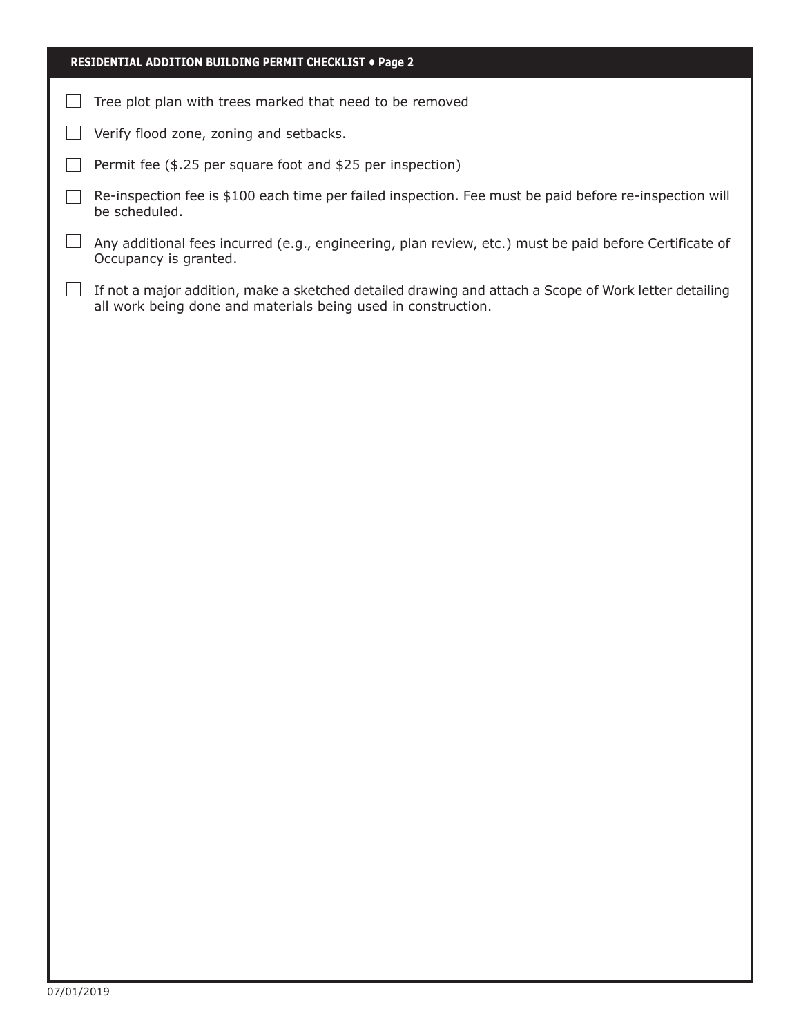- [ ] Tree plot plan with trees marked that need to be removed
- [ ] Verify flood zone, zoning and setbacks.
- [ ] Permit fee ($.25 per square foot and $25 per inspection)
- [ ] Re-inspection fee is $100 each time per failed inspection. Fee must be paid before re-inspection will be scheduled.
- [ ] Any additional fees incurred (e.g., engineering, plan review, etc.) must be paid before Certificate of Occupancy is granted.
- [ ] If not a major addition, make a sketched detailed drawing and attach a Scope of Work letter detailing all work being done and materials being used in construction.

07/01/2019